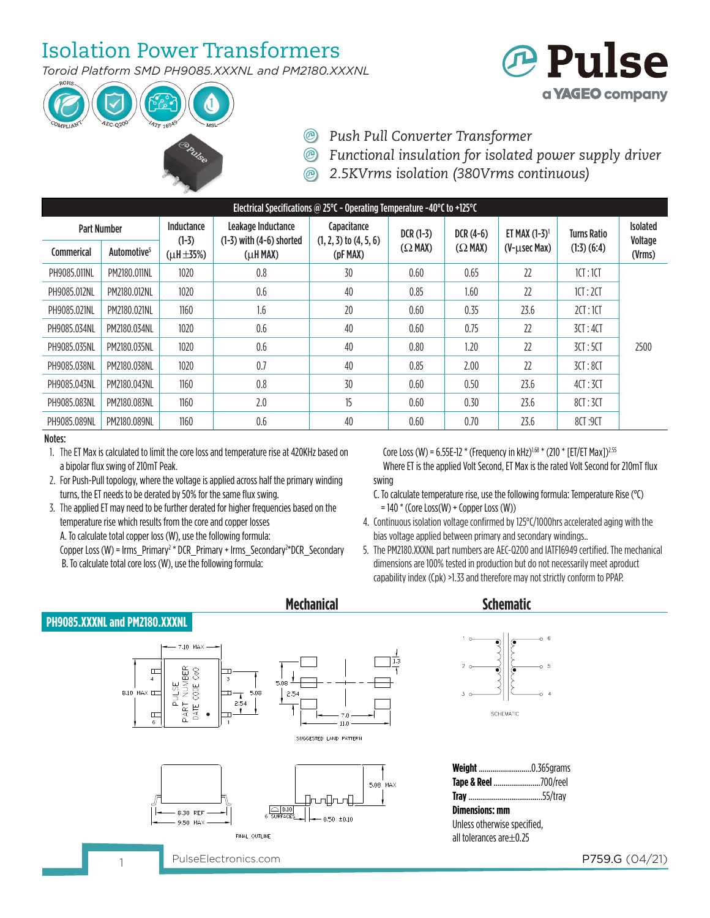# Isolation Power Transformers

*Toroid Platform SMD PH9085.XXXNL and PM2180.XXXNL*

- *Push Pull Converter Transformer*
- *Functional insulation for isolated power supply driver*
- *2.5KVrms isolation (380Vrms continuous)*

| Electrical Specifications @ 25°C - Operating Temperature -40°C to +125°C | | | | | | | | | |
|---|---|---|---|---|---|---|---|---|---|
| Part Number | | Inductance (1-3) (µH ±35%) | Leakage Inductance (1-3) with (4-6) shorted (µH MAX) | Capacitance (1, 2, 3) to (4, 5, 6) (pF MAX) | DCR (1-3) (Ω MAX) | DCR (4-6) (Ω MAX) | ET MAX (1-3)[1] (V-µsec Max) | Turns Ratio (1:3) (6:4) | Isolated Voltage (Vrms) |
| Commerical | Automotive[5] | | | | | | | | |
| PH9085.011NL | PM2180.011NL | 1020 | 0.8 | 30 | 0.60 | 0.65 | 22 | 1CT : 1CT | 2500 |
| PH9085.012NL | PM2180.012NL | 1020 | 0.6 | 40 | 0.85 | 1.60 | 22 | 1CT : 2CT | |
| PH9085.021NL | PM2180.021NL | 1160 | 1.6 | 20 | 0.60 | 0.35 | 23.6 | 2CT : 1CT | |
| PH9085.034NL | PM2180.034NL | 1020 | 0.6 | 40 | 0.60 | 0.75 | 22 | 3CT : 4CT | |
| PH9085.035NL | PM2180.035NL | 1020 | 0.6 | 40 | 0.80 | 1.20 | 22 | 3CT : 5CT | |
| PH9085.038NL | PM2180.038NL | 1020 | 0.7 | 40 | 0.85 | 2.00 | 22 | 3CT : 8CT | |
| PH9085.043NL | PM2180.043NL | 1160 | 0.8 | 30 | 0.60 | 0.50 | 23.6 | 4CT : 3CT | |
| PH9085.083NL | PM2180.083NL | 1160 | 2.0 | 15 | 0.60 | 0.30 | 23.6 | 8CT : 3CT | |
| PH9085.089NL | PM2180.089NL | 1160 | 0.6 | 40 | 0.60 | 0.70 | 23.6 | 8CT :9CT | |

**Notes:**

1. The ET Max is calculated to limit the core loss and temperature rise at 420KHz based on a bipolar flux swing of 210mT Peak.
2. For Push-Pull topology, where the voltage is applied across half the primary winding turns, the ET needs to be derated by 50% for the same flux swing.
3. The applied ET may need to be further derated for higher frequencies based on the temperature rise which results from the core and copper losses

   A. To calculate total copper loss (W), use the following formula:

   Copper Loss (W) = $Irms\_Primary^2$ * DCR_Primary + $Irms\_Secondary^2$*DCR_Secondary

   B. To calculate total core loss (W), use the following formula:

   Core Loss (W) = 6.55E-12 * $(\text{Frequency in kHz})^{1.68}$ * $(210 * [ET/ET\ Max])^{2.55}$

   Where ET is the applied Volt Second, ET Max is the rated Volt Second for 210mT flux swing

   C. To calculate temperature rise, use the following formula: Temperature Rise (°C) = 140 * (Core Loss(W) + Copper Loss (W))
4. Continuous isolation voltage confirmed by 125°C/1000hrs accelerated aging with the bias voltage applied between primary and secondary windings..
5. The PM2180.XXXNL part numbers are AEC-Q200 and IATF16949 certified. The mechanical dimensions are 100% tested in production but do not necessarily meet aproduct capability index (Cpk) >1.33 and therefore may not strictly conform to PPAP.

## Mechanical

### PH9085.XXXNL and PM2180.XXXNL

## Schematic

**Weight** ............................0.365grams
**Tape & Reel** ........................700/reel
**Tray** ......................................55/tray
**Dimensions: mm**
Unless otherwise specified,
all tolerances are ±0.25

PulseElectronics.com

P759.G (04/21)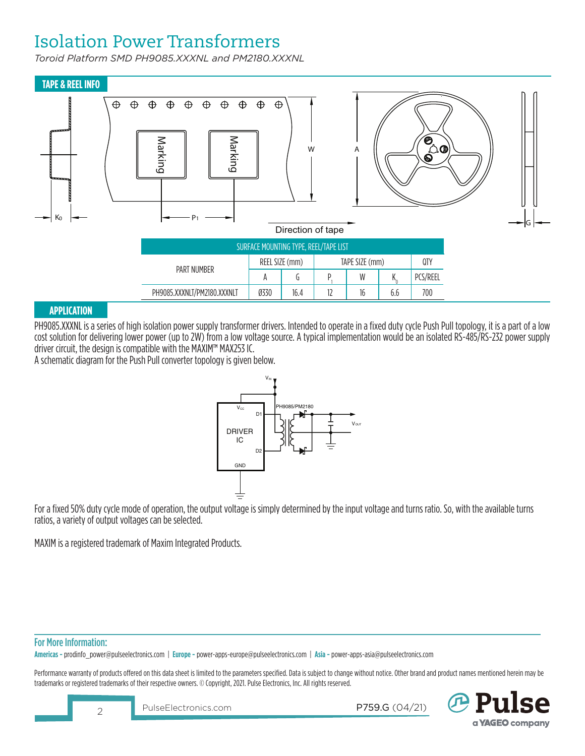# Isolation Power Transformers

*Toroid Platform SMD PH9085.XXXNL and PM2180.XXXNL*

## TAPE & REEL INFO

Marking

Marking

$K_0$

$P_1$

W

A

G

Direction of tape

| SURFACE MOUNTING TYPE, REEL/TAPE LIST | | | | | | |
|---|---|---|---|---|---|---|
| PART NUMBER | REEL SIZE (mm) | | TAPE SIZE (mm) | | | QTY |
| | A | G | $P_1$ | W | $K_0$ | PCS/REEL |
| PH9085.XXXNLT/PM2180.XXXNLT | Ø330 | 16.4 | 12 | 16 | 6.6 | 700 |

## APPLICATION

PH9085.XXXNL is a series of high isolation power supply transformer drivers. Intended to operate in a fixed duty cycle Push Pull topology, it is a part of a low cost solution for delivering lower power (up to 2W) from a low voltage source. A typical implementation would be an isolated RS-485/RS-232 power supply driver circuit, the design is compatible with the MAXIM™ MAX253 IC.

A schematic diagram for the Push Pull converter topology is given below.

$V_{IN}$

$V_{CC}$

D1

DRIVER IC

D2

GND

PH9085/PM2180

$V_{OUT}$

For a fixed 50% duty cycle mode of operation, the output voltage is simply determined by the input voltage and turns ratio. So, with the available turns ratios, a variety of output voltages can be selected.

MAXIM is a registered trademark of Maxim Integrated Products.

**For More Information:**

**Americas -** prodinfo_power@pulseelectronics.com | **Europe -** power-apps-europe@pulseelectronics.com | **Asia -** power-apps-asia@pulseelectronics.com

Performance warranty of products offered on this data sheet is limited to the parameters specified. Data is subject to change without notice. Other brand and product names mentioned herein may be trademarks or registered trademarks of their respective owners. © Copyright, 2021. Pulse Electronics, Inc. All rights reserved.

PulseElectronics.com P759.G (04/21)